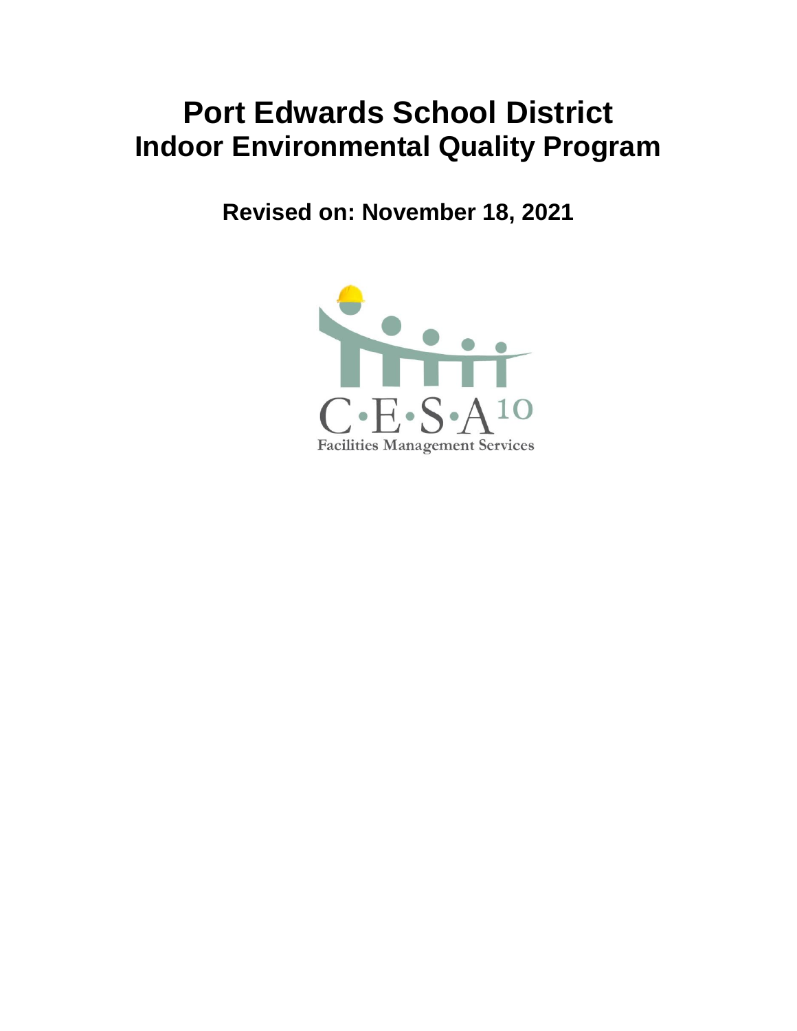# Port Edwards School District
# Indoor Environmental Quality Program

**Revised on: November 18, 2021**

C·E·S·A 10
Facilities Management Services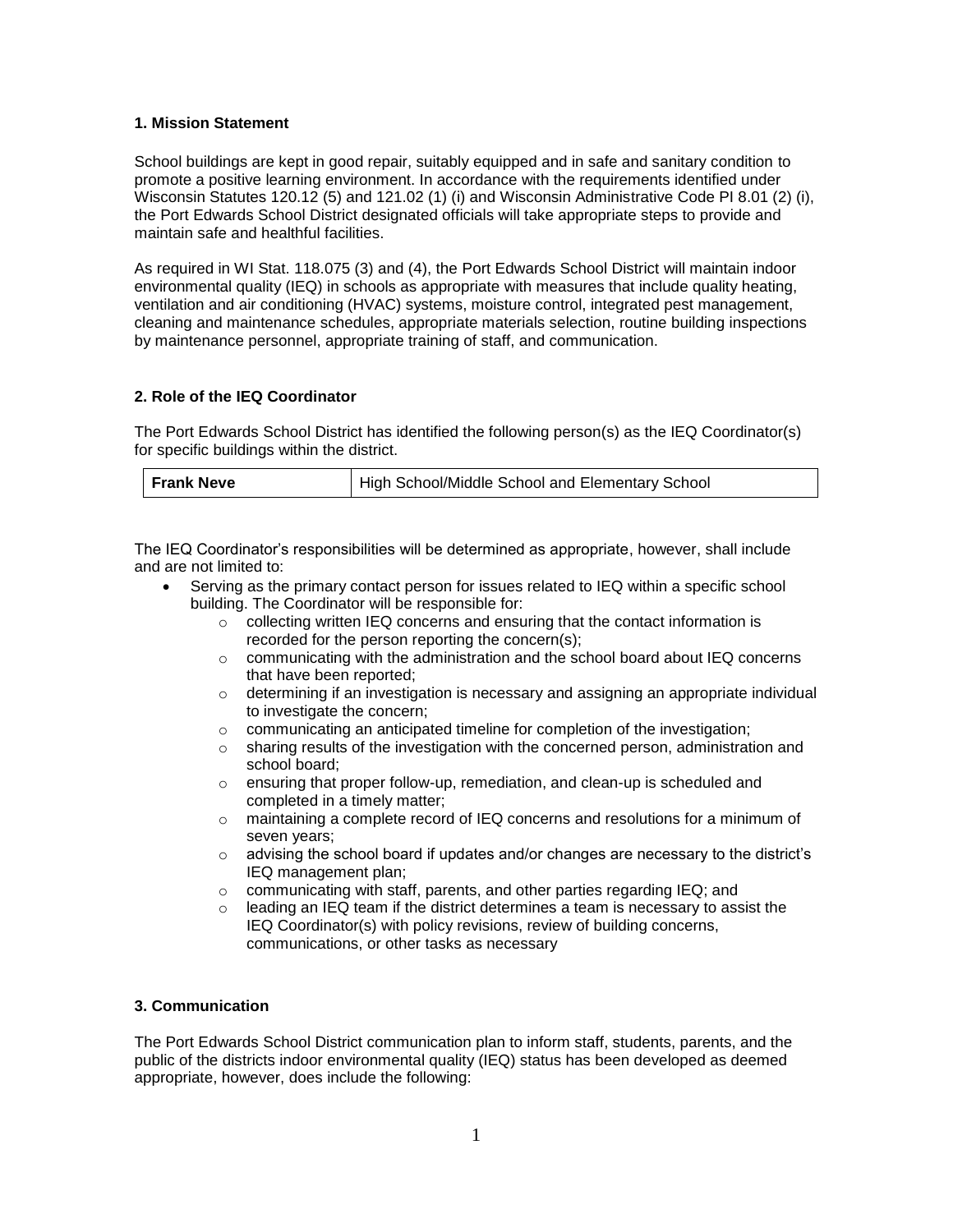### 1. Mission Statement

School buildings are kept in good repair, suitably equipped and in safe and sanitary condition to promote a positive learning environment. In accordance with the requirements identified under Wisconsin Statutes 120.12 (5) and 121.02 (1) (i) and Wisconsin Administrative Code PI 8.01 (2) (i), the Port Edwards School District designated officials will take appropriate steps to provide and maintain safe and healthful facilities.

As required in WI Stat. 118.075 (3) and (4), the Port Edwards School District will maintain indoor environmental quality (IEQ) in schools as appropriate with measures that include quality heating, ventilation and air conditioning (HVAC) systems, moisture control, integrated pest management, cleaning and maintenance schedules, appropriate materials selection, routine building inspections by maintenance personnel, appropriate training of staff, and communication.

### 2. Role of the IEQ Coordinator

The Port Edwards School District has identified the following person(s) as the IEQ Coordinator(s) for specific buildings within the district.

| **Frank Neve** | High School/Middle School and Elementary School |
|---|---|

The IEQ Coordinator's responsibilities will be determined as appropriate, however, shall include and are not limited to:

- Serving as the primary contact person for issues related to IEQ within a specific school building. The Coordinator will be responsible for:
  - collecting written IEQ concerns and ensuring that the contact information is recorded for the person reporting the concern(s);
  - communicating with the administration and the school board about IEQ concerns that have been reported;
  - determining if an investigation is necessary and assigning an appropriate individual to investigate the concern;
  - communicating an anticipated timeline for completion of the investigation;
  - sharing results of the investigation with the concerned person, administration and school board;
  - ensuring that proper follow-up, remediation, and clean-up is scheduled and completed in a timely matter;
  - maintaining a complete record of IEQ concerns and resolutions for a minimum of seven years;
  - advising the school board if updates and/or changes are necessary to the district's IEQ management plan;
  - communicating with staff, parents, and other parties regarding IEQ; and
  - leading an IEQ team if the district determines a team is necessary to assist the IEQ Coordinator(s) with policy revisions, review of building concerns, communications, or other tasks as necessary

### 3. Communication

The Port Edwards School District communication plan to inform staff, students, parents, and the public of the districts indoor environmental quality (IEQ) status has been developed as deemed appropriate, however, does include the following: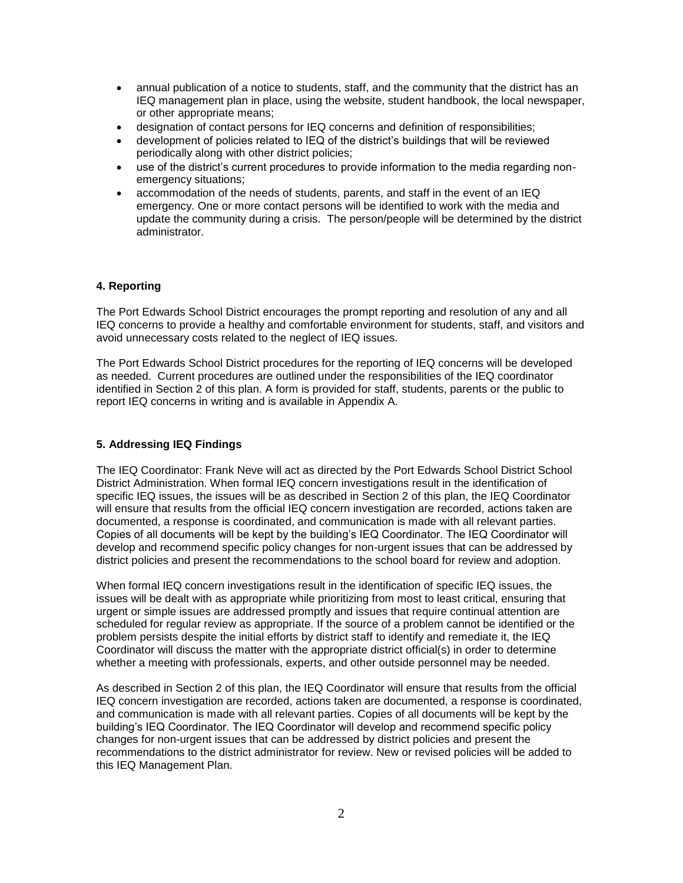- annual publication of a notice to students, staff, and the community that the district has an IEQ management plan in place, using the website, student handbook, the local newspaper, or other appropriate means;
- designation of contact persons for IEQ concerns and definition of responsibilities;
- development of policies related to IEQ of the district's buildings that will be reviewed periodically along with other district policies;
- use of the district's current procedures to provide information to the media regarding non-emergency situations;
- accommodation of the needs of students, parents, and staff in the event of an IEQ emergency. One or more contact persons will be identified to work with the media and update the community during a crisis. The person/people will be determined by the district administrator.

#### 4. Reporting

The Port Edwards School District encourages the prompt reporting and resolution of any and all IEQ concerns to provide a healthy and comfortable environment for students, staff, and visitors and avoid unnecessary costs related to the neglect of IEQ issues.

The Port Edwards School District procedures for the reporting of IEQ concerns will be developed as needed. Current procedures are outlined under the responsibilities of the IEQ coordinator identified in Section 2 of this plan. A form is provided for staff, students, parents or the public to report IEQ concerns in writing and is available in Appendix A.

#### 5. Addressing IEQ Findings

The IEQ Coordinator: Frank Neve will act as directed by the Port Edwards School District School District Administration. When formal IEQ concern investigations result in the identification of specific IEQ issues, the issues will be as described in Section 2 of this plan, the IEQ Coordinator will ensure that results from the official IEQ concern investigation are recorded, actions taken are documented, a response is coordinated, and communication is made with all relevant parties. Copies of all documents will be kept by the building's IEQ Coordinator. The IEQ Coordinator will develop and recommend specific policy changes for non-urgent issues that can be addressed by district policies and present the recommendations to the school board for review and adoption.

When formal IEQ concern investigations result in the identification of specific IEQ issues, the issues will be dealt with as appropriate while prioritizing from most to least critical, ensuring that urgent or simple issues are addressed promptly and issues that require continual attention are scheduled for regular review as appropriate. If the source of a problem cannot be identified or the problem persists despite the initial efforts by district staff to identify and remediate it, the IEQ Coordinator will discuss the matter with the appropriate district official(s) in order to determine whether a meeting with professionals, experts, and other outside personnel may be needed.

As described in Section 2 of this plan, the IEQ Coordinator will ensure that results from the official IEQ concern investigation are recorded, actions taken are documented, a response is coordinated, and communication is made with all relevant parties. Copies of all documents will be kept by the building's IEQ Coordinator. The IEQ Coordinator will develop and recommend specific policy changes for non-urgent issues that can be addressed by district policies and present the recommendations to the district administrator for review. New or revised policies will be added to this IEQ Management Plan.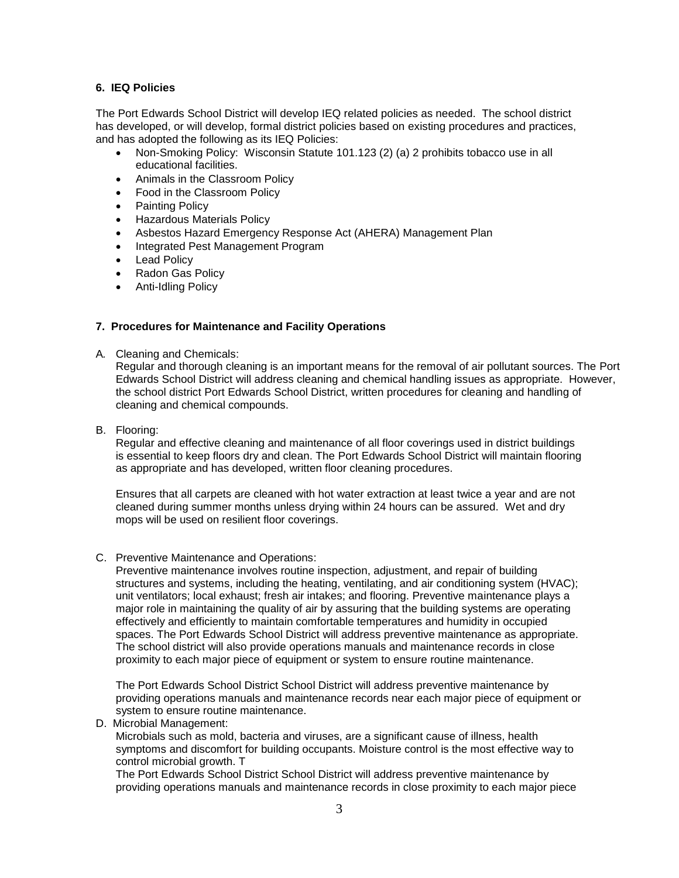#### 6. IEQ Policies

The Port Edwards School District will develop IEQ related policies as needed. The school district has developed, or will develop, formal district policies based on existing procedures and practices, and has adopted the following as its IEQ Policies:

- Non-Smoking Policy: Wisconsin Statute 101.123 (2) (a) 2 prohibits tobacco use in all educational facilities.
- Animals in the Classroom Policy
- Food in the Classroom Policy
- Painting Policy
- Hazardous Materials Policy
- Asbestos Hazard Emergency Response Act (AHERA) Management Plan
- Integrated Pest Management Program
- Lead Policy
- Radon Gas Policy
- Anti-Idling Policy

#### 7. Procedures for Maintenance and Facility Operations

A. Cleaning and Chemicals:
Regular and thorough cleaning is an important means for the removal of air pollutant sources. The Port Edwards School District will address cleaning and chemical handling issues as appropriate. However, the school district Port Edwards School District, written procedures for cleaning and handling of cleaning and chemical compounds.

B. Flooring:
Regular and effective cleaning and maintenance of all floor coverings used in district buildings is essential to keep floors dry and clean. The Port Edwards School District will maintain flooring as appropriate and has developed, written floor cleaning procedures.

Ensures that all carpets are cleaned with hot water extraction at least twice a year and are not cleaned during summer months unless drying within 24 hours can be assured. Wet and dry mops will be used on resilient floor coverings.

C. Preventive Maintenance and Operations:
Preventive maintenance involves routine inspection, adjustment, and repair of building structures and systems, including the heating, ventilating, and air conditioning system (HVAC); unit ventilators; local exhaust; fresh air intakes; and flooring. Preventive maintenance plays a major role in maintaining the quality of air by assuring that the building systems are operating effectively and efficiently to maintain comfortable temperatures and humidity in occupied spaces. The Port Edwards School District will address preventive maintenance as appropriate. The school district will also provide operations manuals and maintenance records in close proximity to each major piece of equipment or system to ensure routine maintenance.

The Port Edwards School District School District will address preventive maintenance by providing operations manuals and maintenance records near each major piece of equipment or system to ensure routine maintenance.

D. Microbial Management:
Microbials such as mold, bacteria and viruses, are a significant cause of illness, health symptoms and discomfort for building occupants. Moisture control is the most effective way to control microbial growth. T
The Port Edwards School District School District will address preventive maintenance by providing operations manuals and maintenance records in close proximity to each major piece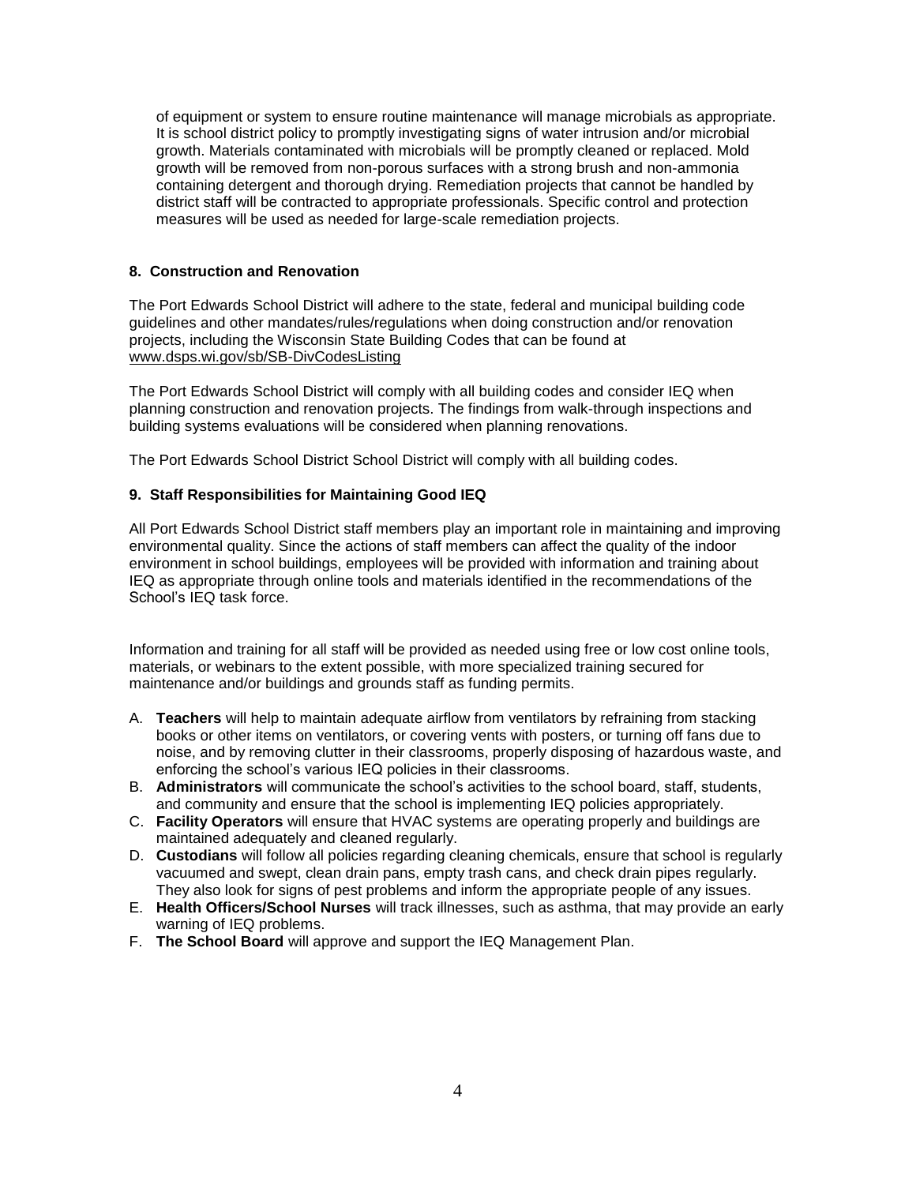of equipment or system to ensure routine maintenance will manage microbials as appropriate. It is school district policy to promptly investigating signs of water intrusion and/or microbial growth. Materials contaminated with microbials will be promptly cleaned or replaced. Mold growth will be removed from non-porous surfaces with a strong brush and non-ammonia containing detergent and thorough drying. Remediation projects that cannot be handled by district staff will be contracted to appropriate professionals. Specific control and protection measures will be used as needed for large-scale remediation projects.

**8. Construction and Renovation**

The Port Edwards School District will adhere to the state, federal and municipal building code guidelines and other mandates/rules/regulations when doing construction and/or renovation projects, including the Wisconsin State Building Codes that can be found at www.dsps.wi.gov/sb/SB-DivCodesListing

The Port Edwards School District will comply with all building codes and consider IEQ when planning construction and renovation projects. The findings from walk-through inspections and building systems evaluations will be considered when planning renovations.

The Port Edwards School District School District will comply with all building codes.

**9. Staff Responsibilities for Maintaining Good IEQ**

All Port Edwards School District staff members play an important role in maintaining and improving environmental quality. Since the actions of staff members can affect the quality of the indoor environment in school buildings, employees will be provided with information and training about IEQ as appropriate through online tools and materials identified in the recommendations of the School's IEQ task force.

Information and training for all staff will be provided as needed using free or low cost online tools, materials, or webinars to the extent possible, with more specialized training secured for maintenance and/or buildings and grounds staff as funding permits.

A. **Teachers** will help to maintain adequate airflow from ventilators by refraining from stacking books or other items on ventilators, or covering vents with posters, or turning off fans due to noise, and by removing clutter in their classrooms, properly disposing of hazardous waste, and enforcing the school's various IEQ policies in their classrooms.
B. **Administrators** will communicate the school's activities to the school board, staff, students, and community and ensure that the school is implementing IEQ policies appropriately.
C. **Facility Operators** will ensure that HVAC systems are operating properly and buildings are maintained adequately and cleaned regularly.
D. **Custodians** will follow all policies regarding cleaning chemicals, ensure that school is regularly vacuumed and swept, clean drain pans, empty trash cans, and check drain pipes regularly. They also look for signs of pest problems and inform the appropriate people of any issues.
E. **Health Officers/School Nurses** will track illnesses, such as asthma, that may provide an early warning of IEQ problems.
F. **The School Board** will approve and support the IEQ Management Plan.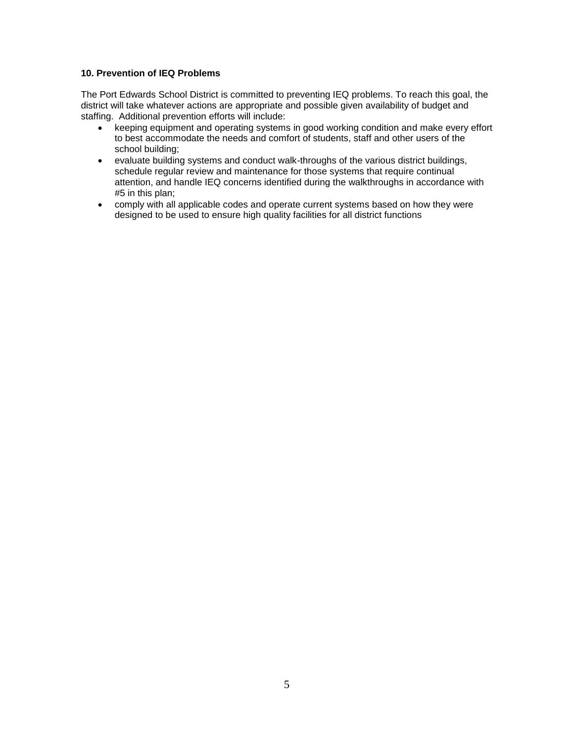**10. Prevention of IEQ Problems**

The Port Edwards School District is committed to preventing IEQ problems. To reach this goal, the district will take whatever actions are appropriate and possible given availability of budget and staffing. Additional prevention efforts will include:

- keeping equipment and operating systems in good working condition and make every effort to best accommodate the needs and comfort of students, staff and other users of the school building;
- evaluate building systems and conduct walk-throughs of the various district buildings, schedule regular review and maintenance for those systems that require continual attention, and handle IEQ concerns identified during the walkthroughs in accordance with #5 in this plan;
- comply with all applicable codes and operate current systems based on how they were designed to be used to ensure high quality facilities for all district functions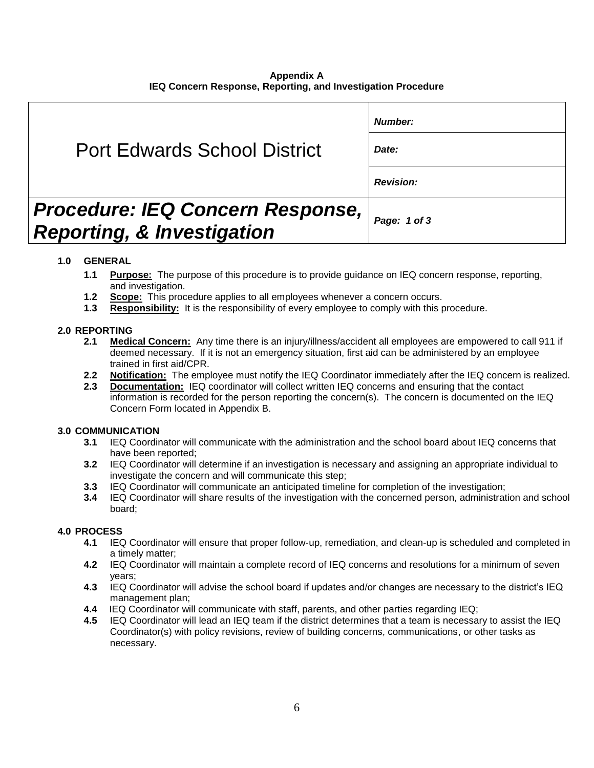**Appendix A**
**IEQ Concern Response, Reporting, and Investigation Procedure**

| | |
|---|---|
| Port Edwards School District | ***Number:*** |
| | ***Date:*** |
| | ***Revision:*** |
| ***Procedure: IEQ Concern Response, Reporting, & Investigation*** | ***Page: 1 of 3*** |

**1.0 GENERAL**

- **1.1** **Purpose:** The purpose of this procedure is to provide guidance on IEQ concern response, reporting, and investigation.
- **1.2** **Scope:** This procedure applies to all employees whenever a concern occurs.
- **1.3** **Responsibility:** It is the responsibility of every employee to comply with this procedure.

**2.0 REPORTING**

- **2.1** **Medical Concern:** Any time there is an injury/illness/accident all employees are empowered to call 911 if deemed necessary. If it is not an emergency situation, first aid can be administered by an employee trained in first aid/CPR.
- **2.2** **Notification:** The employee must notify the IEQ Coordinator immediately after the IEQ concern is realized.
- **2.3** **Documentation:** IEQ coordinator will collect written IEQ concerns and ensuring that the contact information is recorded for the person reporting the concern(s). The concern is documented on the IEQ Concern Form located in Appendix B.

**3.0 COMMUNICATION**

- **3.1** IEQ Coordinator will communicate with the administration and the school board about IEQ concerns that have been reported;
- **3.2** IEQ Coordinator will determine if an investigation is necessary and assigning an appropriate individual to investigate the concern and will communicate this step;
- **3.3** IEQ Coordinator will communicate an anticipated timeline for completion of the investigation;
- **3.4** IEQ Coordinator will share results of the investigation with the concerned person, administration and school board;

**4.0 PROCESS**

- **4.1** IEQ Coordinator will ensure that proper follow-up, remediation, and clean-up is scheduled and completed in a timely matter;
- **4.2** IEQ Coordinator will maintain a complete record of IEQ concerns and resolutions for a minimum of seven years;
- **4.3** IEQ Coordinator will advise the school board if updates and/or changes are necessary to the district's IEQ management plan;
- **4.4** IEQ Coordinator will communicate with staff, parents, and other parties regarding IEQ;
- **4.5** IEQ Coordinator will lead an IEQ team if the district determines that a team is necessary to assist the IEQ Coordinator(s) with policy revisions, review of building concerns, communications, or other tasks as necessary.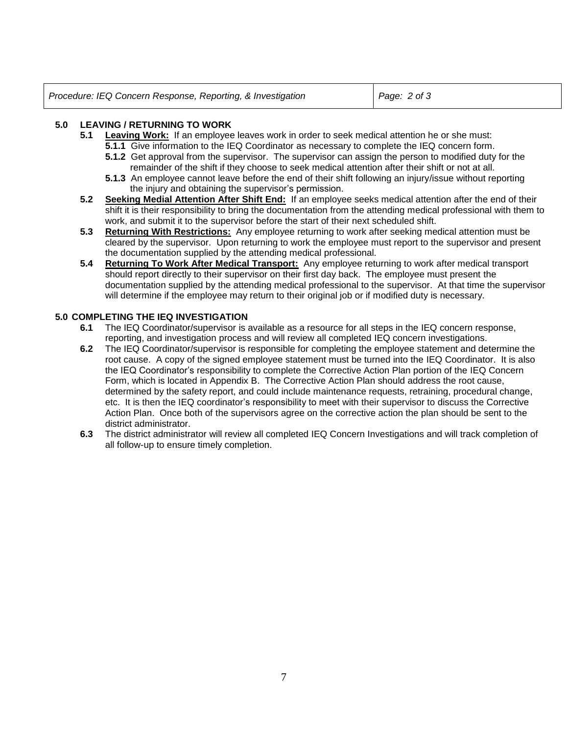## 5.0 LEAVING / RETURNING TO WORK

**5.1** **Leaving Work:** If an employee leaves work in order to seek medical attention he or she must:

**5.1.1** Give information to the IEQ Coordinator as necessary to complete the IEQ concern form.

**5.1.2** Get approval from the supervisor. The supervisor can assign the person to modified duty for the remainder of the shift if they choose to seek medical attention after their shift or not at all.

**5.1.3** An employee cannot leave before the end of their shift following an injury/issue without reporting the injury and obtaining the supervisor's permission.

**5.2** **Seeking Medial Attention After Shift End:** If an employee seeks medical attention after the end of their shift it is their responsibility to bring the documentation from the attending medical professional with them to work, and submit it to the supervisor before the start of their next scheduled shift.

**5.3** **Returning With Restrictions:** Any employee returning to work after seeking medical attention must be cleared by the supervisor. Upon returning to work the employee must report to the supervisor and present the documentation supplied by the attending medical professional.

**5.4** **Returning To Work After Medical Transport:** Any employee returning to work after medical transport should report directly to their supervisor on their first day back. The employee must present the documentation supplied by the attending medical professional to the supervisor. At that time the supervisor will determine if the employee may return to their original job or if modified duty is necessary.

## 5.0 COMPLETING THE IEQ INVESTIGATION

**6.1** The IEQ Coordinator/supervisor is available as a resource for all steps in the IEQ concern response, reporting, and investigation process and will review all completed IEQ concern investigations.

**6.2** The IEQ Coordinator/supervisor is responsible for completing the employee statement and determine the root cause. A copy of the signed employee statement must be turned into the IEQ Coordinator. It is also the IEQ Coordinator's responsibility to complete the Corrective Action Plan portion of the IEQ Concern Form, which is located in Appendix B. The Corrective Action Plan should address the root cause, determined by the safety report, and could include maintenance requests, retraining, procedural change, etc. It is then the IEQ coordinator's responsibility to meet with their supervisor to discuss the Corrective Action Plan. Once both of the supervisors agree on the corrective action the plan should be sent to the district administrator.

**6.3** The district administrator will review all completed IEQ Concern Investigations and will track completion of all follow-up to ensure timely completion.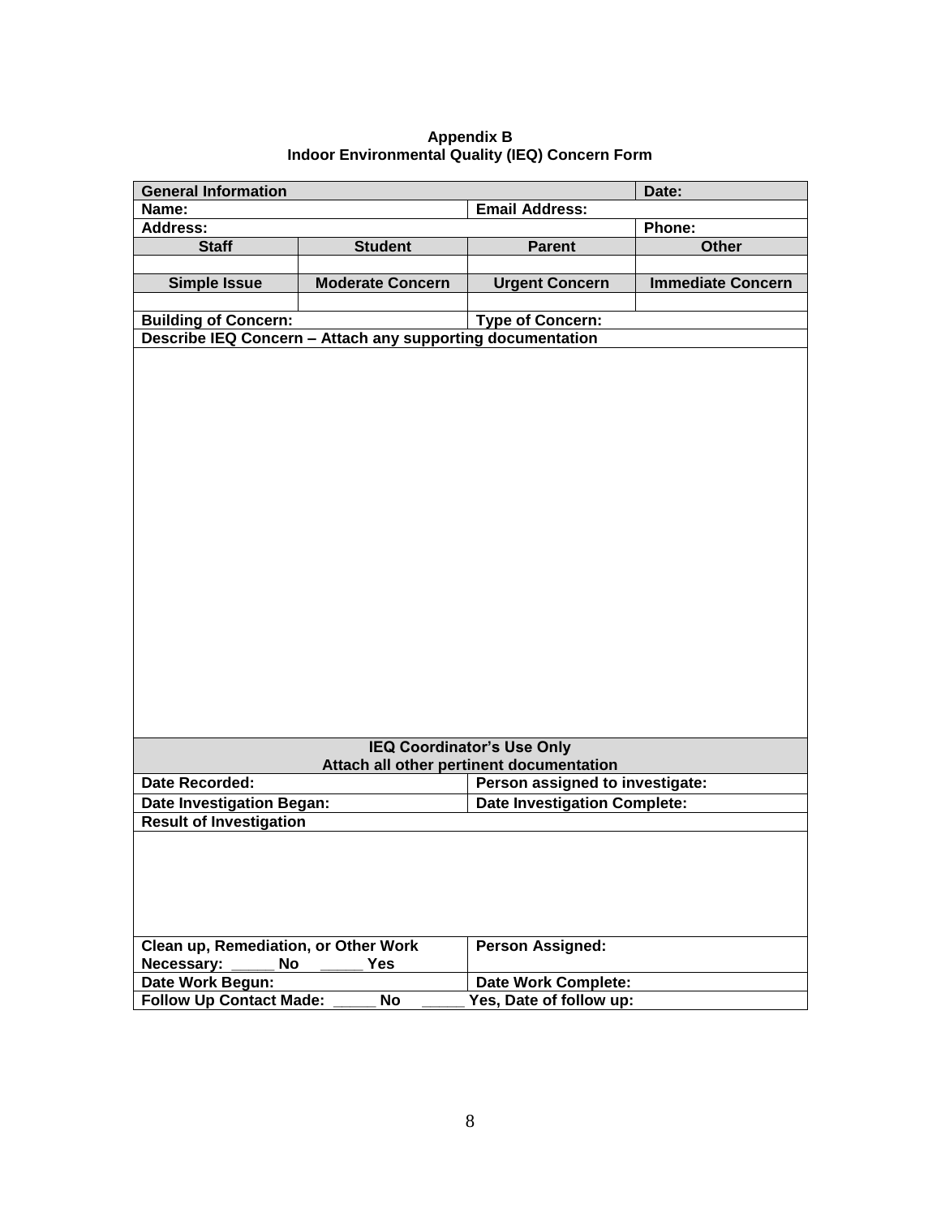**Appendix B**
**Indoor Environmental Quality (IEQ) Concern Form**

| **General Information** | | | **Date:** |
|---|---|---|---|
| **Name:** | | **Email Address:** | |
| **Address:** | | | **Phone:** |
| **Staff** | **Student** | **Parent** | **Other** |
| | | | |
| **Simple Issue** | **Moderate Concern** | **Urgent Concern** | **Immediate Concern** |
| | | | |
| **Building of Concern:** | | **Type of Concern:** | |
| **Describe IEQ Concern – Attach any supporting documentation** | | | |
| | | | |
| **IEQ Coordinator's Use Only**<br>**Attach all other pertinent documentation** | | | |
| **Date Recorded:** | | **Person assigned to investigate:** | |
| **Date Investigation Began:** | | **Date Investigation Complete:** | |
| **Result of Investigation** | | | |
| | | | |
| **Clean up, Remediation, or Other Work Necessary: _____ No _____ Yes** | | **Person Assigned:** | |
| **Date Work Begun:** | | **Date Work Complete:** | |
| **Follow Up Contact Made: _____ No _____ Yes, Date of follow up:** | | | |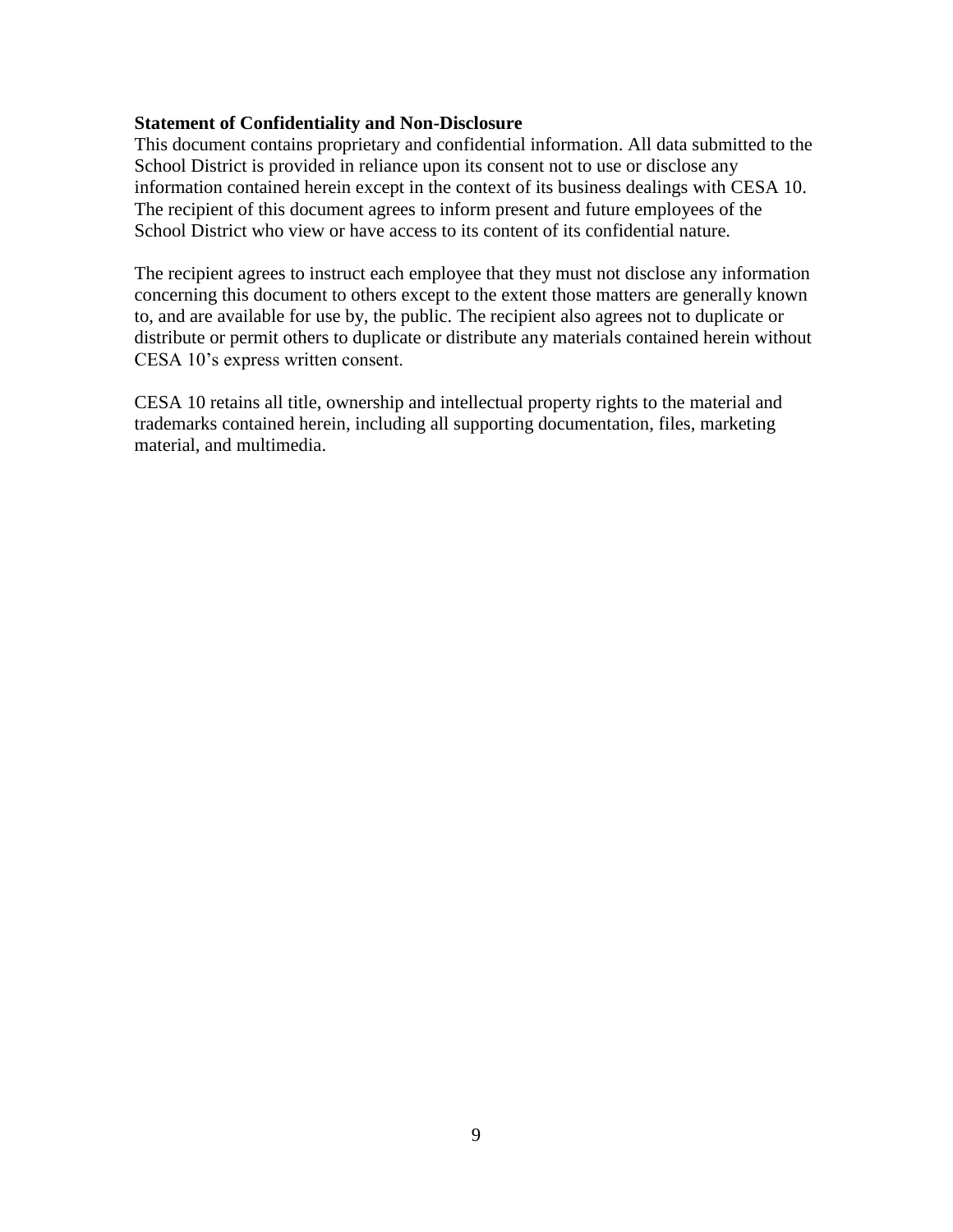**Statement of Confidentiality and Non-Disclosure**

This document contains proprietary and confidential information. All data submitted to the School District is provided in reliance upon its consent not to use or disclose any information contained herein except in the context of its business dealings with CESA 10. The recipient of this document agrees to inform present and future employees of the School District who view or have access to its content of its confidential nature.

The recipient agrees to instruct each employee that they must not disclose any information concerning this document to others except to the extent those matters are generally known to, and are available for use by, the public. The recipient also agrees not to duplicate or distribute or permit others to duplicate or distribute any materials contained herein without CESA 10's express written consent.

CESA 10 retains all title, ownership and intellectual property rights to the material and trademarks contained herein, including all supporting documentation, files, marketing material, and multimedia.